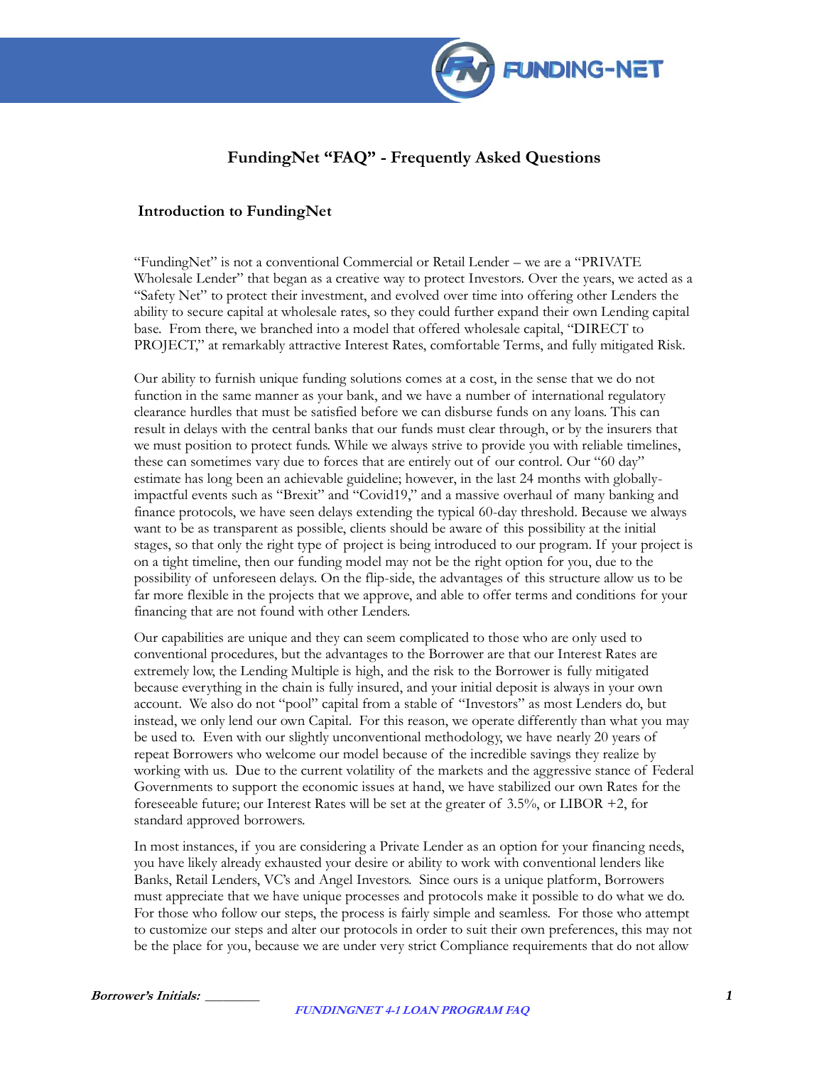# FundingNet "FAQ" - Frequently Asked Questions

## Introduction to FundingNet

"FundingNet" is not a conventional Commercial or Retail Lender – we are a "PRIVATE Wholesale Lender" that began as a creative way to protect Investors. Over the years, we acted as a "Safety Net" to protect their investment, and evolved over time into offering other Lenders the ability to secure capital at wholesale rates, so they could further expand their own Lending capital base. From there, we branched into a model that offered wholesale capital, "DIRECT to PROJECT," at remarkably attractive Interest Rates, comfortable Terms, and fully mitigated Risk.

Our ability to furnish unique funding solutions comes at a cost, in the sense that we do not function in the same manner as your bank, and we have a number of international regulatory clearance hurdles that must be satisfied before we can disburse funds on any loans. This can result in delays with the central banks that our funds must clear through, or by the insurers that we must position to protect funds. While we always strive to provide you with reliable timelines, these can sometimes vary due to forces that are entirely out of our control. Our "60 day" estimate has long been an achievable guideline; however, in the last 24 months with globally-impactful events such as "Brexit" and "Covid19," and a massive overhaul of many banking and finance protocols, we have seen delays extending the typical 60-day threshold. Because we always want to be as transparent as possible, clients should be aware of this possibility at the initial stages, so that only the right type of project is being introduced to our program. If your project is on a tight timeline, then our funding model may not be the right option for you, due to the possibility of unforeseen delays. On the flip-side, the advantages of this structure allow us to be far more flexible in the projects that we approve, and able to offer terms and conditions for your financing that are not found with other Lenders.

Our capabilities are unique and they can seem complicated to those who are only used to conventional procedures, but the advantages to the Borrower are that our Interest Rates are extremely low, the Lending Multiple is high, and the risk to the Borrower is fully mitigated because everything in the chain is fully insured, and your initial deposit is always in your own account. We also do not "pool" capital from a stable of "Investors" as most Lenders do, but instead, we only lend our own Capital. For this reason, we operate differently than what you may be used to. Even with our slightly unconventional methodology, we have nearly 20 years of repeat Borrowers who welcome our model because of the incredible savings they realize by working with us. Due to the current volatility of the markets and the aggressive stance of Federal Governments to support the economic issues at hand, we have stabilized our own Rates for the foreseeable future; our Interest Rates will be set at the greater of 3.5%, or LIBOR +2, for standard approved borrowers.

In most instances, if you are considering a Private Lender as an option for your financing needs, you have likely already exhausted your desire or ability to work with conventional lenders like Banks, Retail Lenders, VC's and Angel Investors. Since ours is a unique platform, Borrowers must appreciate that we have unique processes and protocols make it possible to do what we do. For those who follow our steps, the process is fairly simple and seamless. For those who attempt to customize our steps and alter our protocols in order to suit their own preferences, this may not be the place for you, because we are under very strict Compliance requirements that do not allow

**_Borrower's Initials: _________**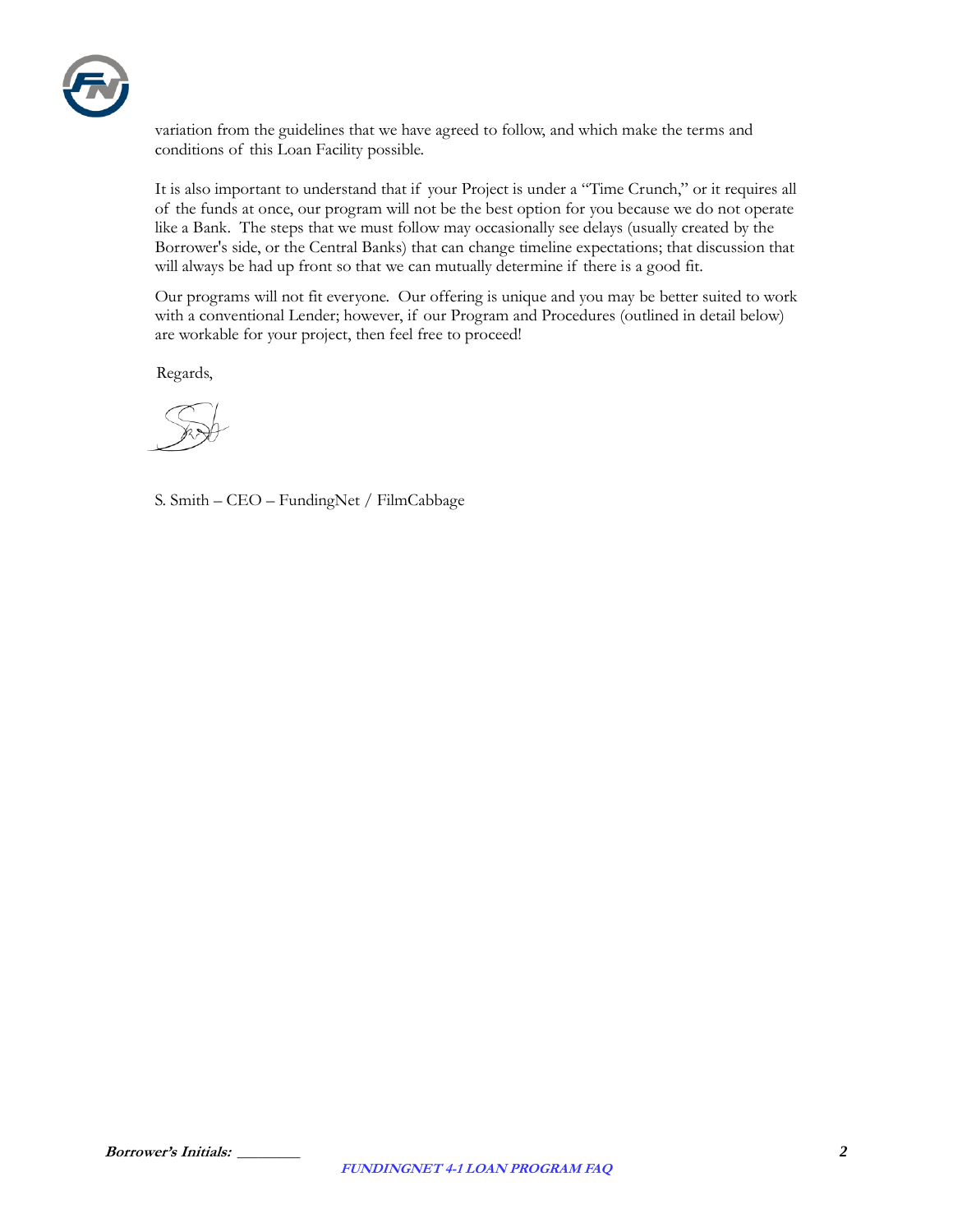variation from the guidelines that we have agreed to follow, and which make the terms and conditions of this Loan Facility possible.

It is also important to understand that if your Project is under a "Time Crunch," or it requires all of the funds at once, our program will not be the best option for you because we do not operate like a Bank. The steps that we must follow may occasionally see delays (usually created by the Borrower's side, or the Central Banks) that can change timeline expectations; that discussion that will always be had up front so that we can mutually determine if there is a good fit.

Our programs will not fit everyone. Our offering is unique and you may be better suited to work with a conventional Lender; however, if our Program and Procedures (outlined in detail below) are workable for your project, then feel free to proceed!

Regards,

S. Smith – CEO – FundingNet / FilmCabbage

**Borrower's Initials:** ________

**FUNDINGNET 4-1 LOAN PROGRAM FAQ**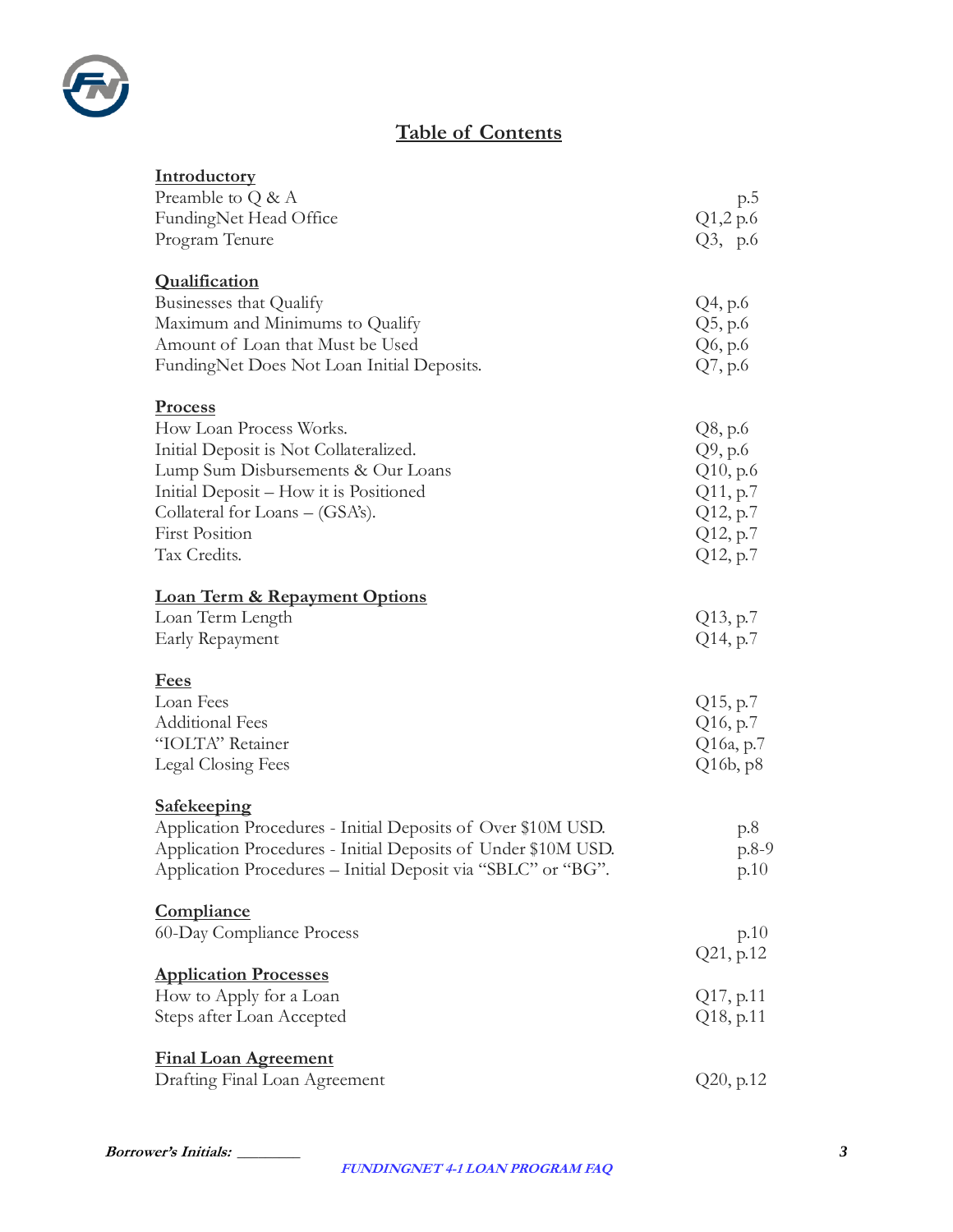# Table of Contents

| | |
|---|---|
| **Introductory** | |
| Preamble to Q & A | p.5 |
| FundingNet Head Office | Q1,2 p.6 |
| Program Tenure | Q3, p.6 |
| **Qualification** | |
| Businesses that Qualify | Q4, p.6 |
| Maximum and Minimums to Qualify | Q5, p.6 |
| Amount of Loan that Must be Used | Q6, p.6 |
| FundingNet Does Not Loan Initial Deposits. | Q7, p.6 |
| **Process** | |
| How Loan Process Works. | Q8, p.6 |
| Initial Deposit is Not Collateralized. | Q9, p.6 |
| Lump Sum Disbursements & Our Loans | Q10, p.6 |
| Initial Deposit – How it is Positioned | Q11, p.7 |
| Collateral for Loans – (GSA's). | Q12, p.7 |
| First Position | Q12, p.7 |
| Tax Credits. | Q12, p.7 |
| **Loan Term & Repayment Options** | |
| Loan Term Length | Q13, p.7 |
| Early Repayment | Q14, p.7 |
| **Fees** | |
| Loan Fees | Q15, p.7 |
| Additional Fees | Q16, p.7 |
| "IOLTA" Retainer | Q16a, p.7 |
| Legal Closing Fees | Q16b, p8 |
| **Safekeeping** | |
| Application Procedures - Initial Deposits of Over $10M USD. | p.8 |
| Application Procedures - Initial Deposits of Under $10M USD. | p.8-9 |
| Application Procedures – Initial Deposit via "SBLC" or "BG". | p.10 |
| **Compliance** | |
| 60-Day Compliance Process | p.10 |
| | Q21, p.12 |
| **Application Processes** | |
| How to Apply for a Loan | Q17, p.11 |
| Steps after Loan Accepted | Q18, p.11 |
| **Final Loan Agreement** | |
| Drafting Final Loan Agreement | Q20, p.12 |

***Borrower's Initials:*** ________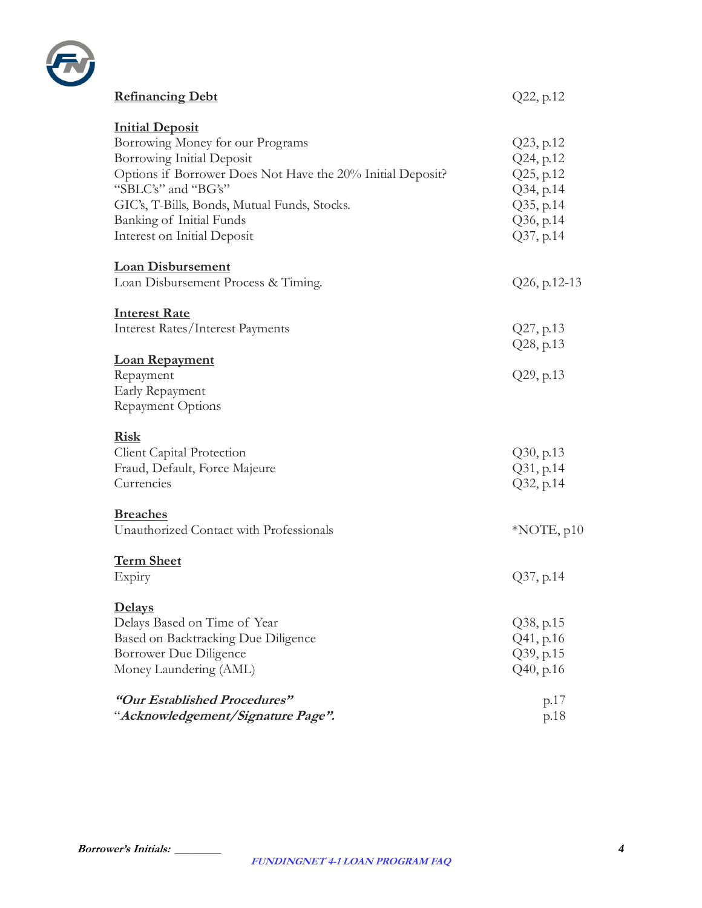| | |
|---|---|
| **Refinancing Debt** | Q22, p.12 |
| **Initial Deposit** | |
| Borrowing Money for our Programs | Q23, p.12 |
| Borrowing Initial Deposit | Q24, p.12 |
| Options if Borrower Does Not Have the 20% Initial Deposit? | Q25, p.12 |
| "SBLC's" and "BG's" | Q34, p.14 |
| GIC's, T-Bills, Bonds, Mutual Funds, Stocks. | Q35, p.14 |
| Banking of Initial Funds | Q36, p.14 |
| Interest on Initial Deposit | Q37, p.14 |
| **Loan Disbursement** | |
| Loan Disbursement Process & Timing. | Q26, p.12-13 |
| **Interest Rate** | |
| Interest Rates/Interest Payments | Q27, p.13 |
| | Q28, p.13 |
| **Loan Repayment** | |
| Repayment | Q29, p.13 |
| Early Repayment | |
| Repayment Options | |
| **Risk** | |
| Client Capital Protection | Q30, p.13 |
| Fraud, Default, Force Majeure | Q31, p.14 |
| Currencies | Q32, p.14 |
| **Breaches** | |
| Unauthorized Contact with Professionals | *NOTE, p10 |
| **Term Sheet** | |
| Expiry | Q37, p.14 |
| **Delays** | |
| Delays Based on Time of Year | Q38, p.15 |
| Based on Backtracking Due Diligence | Q41, p.16 |
| Borrower Due Diligence | Q39, p.15 |
| Money Laundering (AML) | Q40, p.16 |
| ***"Our Established Procedures"*** | p.17 |
| "***Acknowledgement/Signature Page".*** | p.18 |

***Borrower's Initials: ________***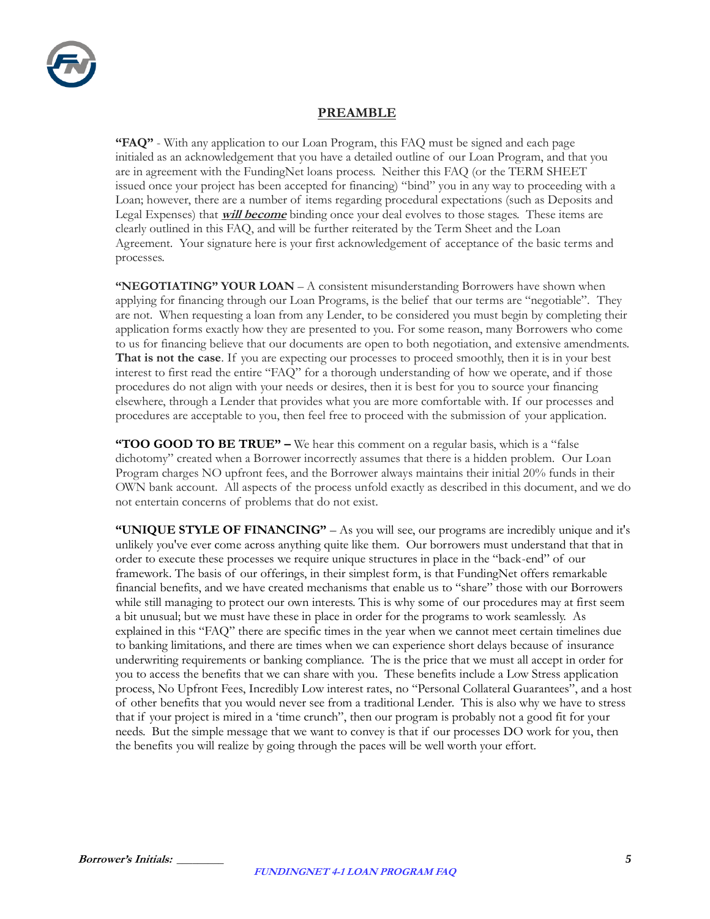## PREAMBLE

**"FAQ"** - With any application to our Loan Program, this FAQ must be signed and each page initialed as an acknowledgement that you have a detailed outline of our Loan Program, and that you are in agreement with the FundingNet loans process. Neither this FAQ (or the TERM SHEET issued once your project has been accepted for financing) "bind" you in any way to proceeding with a Loan; however, there are a number of items regarding procedural expectations (such as Deposits and Legal Expenses) that ***will become*** binding once your deal evolves to those stages. These items are clearly outlined in this FAQ, and will be further reiterated by the Term Sheet and the Loan Agreement. Your signature here is your first acknowledgement of acceptance of the basic terms and processes.

**"NEGOTIATING" YOUR LOAN** – A consistent misunderstanding Borrowers have shown when applying for financing through our Loan Programs, is the belief that our terms are "negotiable". They are not. When requesting a loan from any Lender, to be considered you must begin by completing their application forms exactly how they are presented to you. For some reason, many Borrowers who come to us for financing believe that our documents are open to both negotiation, and extensive amendments. **That is not the case**. If you are expecting our processes to proceed smoothly, then it is in your best interest to first read the entire "FAQ" for a thorough understanding of how we operate, and if those procedures do not align with your needs or desires, then it is best for you to source your financing elsewhere, through a Lender that provides what you are more comfortable with. If our processes and procedures are acceptable to you, then feel free to proceed with the submission of your application.

**"TOO GOOD TO BE TRUE" –** We hear this comment on a regular basis, which is a "false dichotomy" created when a Borrower incorrectly assumes that there is a hidden problem. Our Loan Program charges NO upfront fees, and the Borrower always maintains their initial 20% funds in their OWN bank account. All aspects of the process unfold exactly as described in this document, and we do not entertain concerns of problems that do not exist.

**"UNIQUE STYLE OF FINANCING"** – As you will see, our programs are incredibly unique and it's unlikely you've ever come across anything quite like them. Our borrowers must understand that that in order to execute these processes we require unique structures in place in the "back-end" of our framework. The basis of our offerings, in their simplest form, is that FundingNet offers remarkable financial benefits, and we have created mechanisms that enable us to "share" those with our Borrowers while still managing to protect our own interests. This is why some of our procedures may at first seem a bit unusual; but we must have these in place in order for the programs to work seamlessly. As explained in this "FAQ" there are specific times in the year when we cannot meet certain timelines due to banking limitations, and there are times when we can experience short delays because of insurance underwriting requirements or banking compliance. The is the price that we must all accept in order for you to access the benefits that we can share with you. These benefits include a Low Stress application process, No Upfront Fees, Incredibly Low interest rates, no "Personal Collateral Guarantees", and a host of other benefits that you would never see from a traditional Lender. This is also why we have to stress that if your project is mired in a 'time crunch", then our program is probably not a good fit for your needs. But the simple message that we want to convey is that if our processes DO work for you, then the benefits you will realize by going through the paces will be well worth your effort.

***Borrower's Initials:*** ________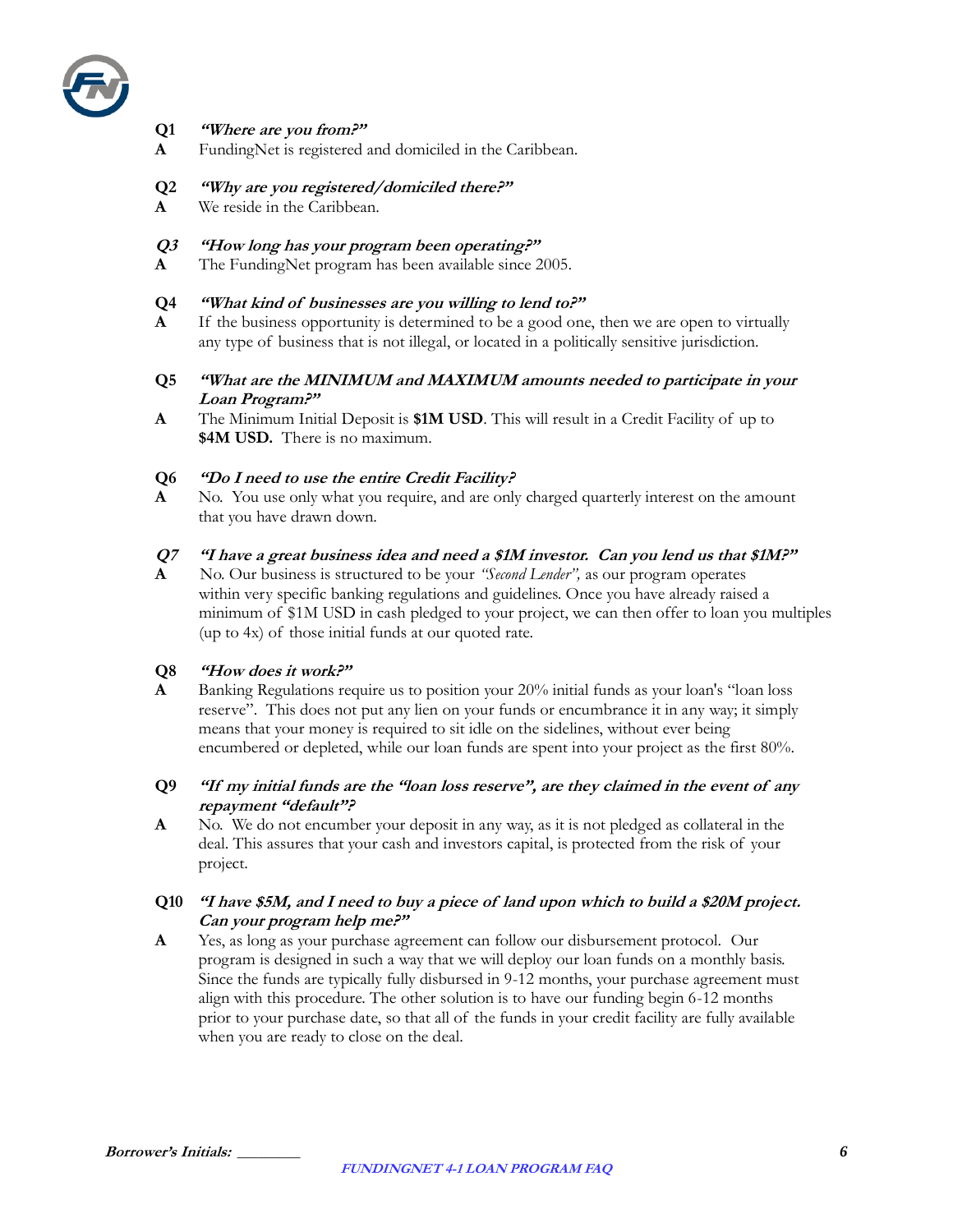**Q1** ***"Where are you from?"***

**A** FundingNet is registered and domiciled in the Caribbean.

**Q2** ***"Why are you registered/domiciled there?"***

**A** We reside in the Caribbean.

***Q3*** ***"How long has your program been operating?"***

**A** The FundingNet program has been available since 2005.

**Q4** ***"What kind of businesses are you willing to lend to?"***

**A** If the business opportunity is determined to be a good one, then we are open to virtually any type of business that is not illegal, or located in a politically sensitive jurisdiction.

**Q5** ***"What are the MINIMUM and MAXIMUM amounts needed to participate in your Loan Program?"***

**A** The Minimum Initial Deposit is **$1M USD**. This will result in a Credit Facility of up to **$4M USD.** There is no maximum.

**Q6** ***"Do I need to use the entire Credit Facility?***

**A** No. You use only what you require, and are only charged quarterly interest on the amount that you have drawn down.

***Q7*** ***"I have a great business idea and need a $1M investor. Can you lend us that $1M?"***

**A** No. Our business is structured to be your *"Second Lender",* as our program operates within very specific banking regulations and guidelines. Once you have already raised a minimum of $1M USD in cash pledged to your project, we can then offer to loan you multiples (up to 4x) of those initial funds at our quoted rate.

**Q8** ***"How does it work?"***

**A** Banking Regulations require us to position your 20% initial funds as your loan's "loan loss reserve". This does not put any lien on your funds or encumbrance it in any way; it simply means that your money is required to sit idle on the sidelines, without ever being encumbered or depleted, while our loan funds are spent into your project as the first 80%.

**Q9** ***"If my initial funds are the "loan loss reserve", are they claimed in the event of any repayment "default"?***

**A** No. We do not encumber your deposit in any way, as it is not pledged as collateral in the deal. This assures that your cash and investors capital, is protected from the risk of your project.

**Q10** ***"I have $5M, and I need to buy a piece of land upon which to build a $20M project. Can your program help me?"***

**A** Yes, as long as your purchase agreement can follow our disbursement protocol. Our program is designed in such a way that we will deploy our loan funds on a monthly basis. Since the funds are typically fully disbursed in 9-12 months, your purchase agreement must align with this procedure. The other solution is to have our funding begin 6-12 months prior to your purchase date, so that all of the funds in your credit facility are fully available when you are ready to close on the deal.

***Borrower's Initials:*** ________

***FUNDINGNET 4-1 LOAN PROGRAM FAQ***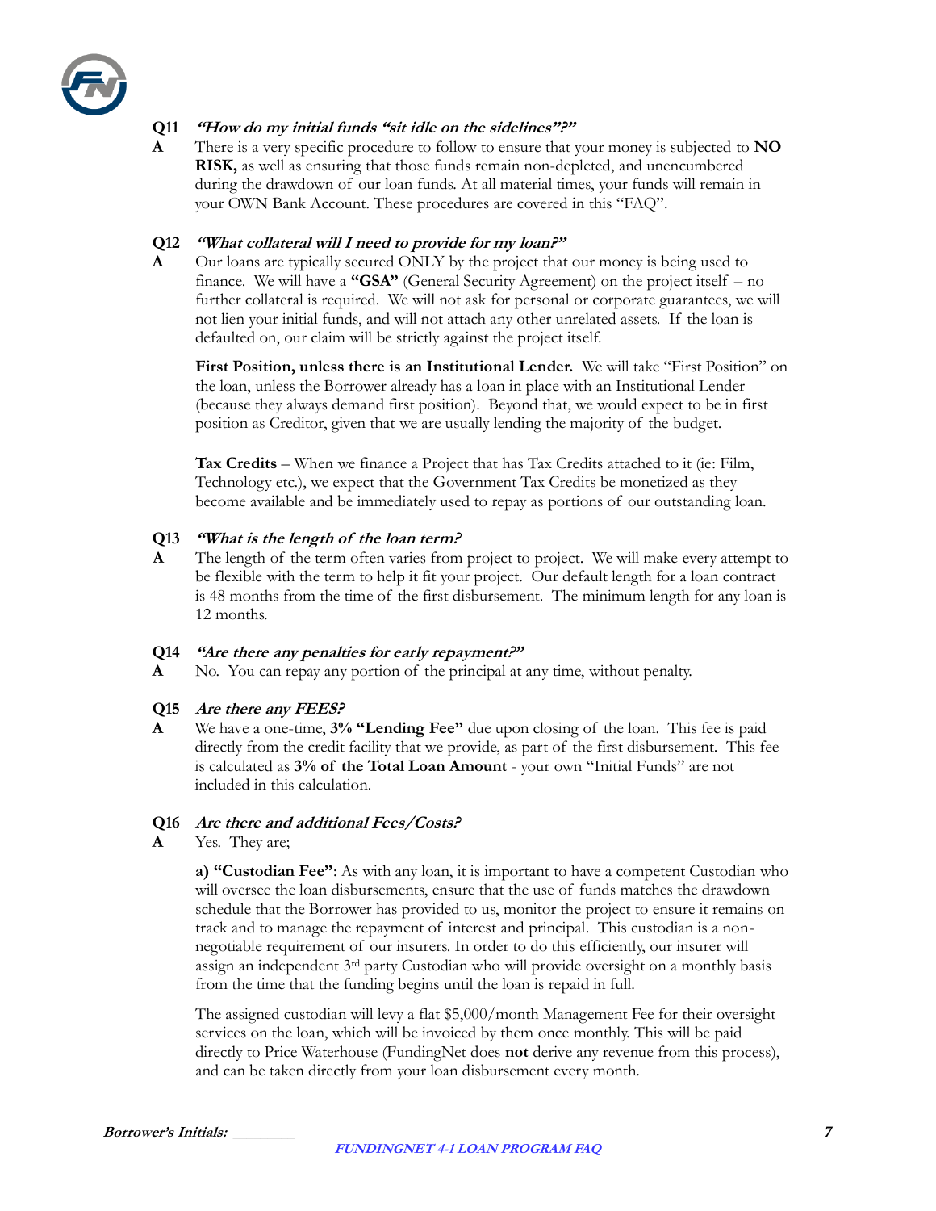**Q11** ***"How do my initial funds "sit idle on the sidelines"?"***

**A** There is a very specific procedure to follow to ensure that your money is subjected to **NO RISK,** as well as ensuring that those funds remain non-depleted, and unencumbered during the drawdown of our loan funds. At all material times, your funds will remain in your OWN Bank Account. These procedures are covered in this "FAQ".

**Q12** ***"What collateral will I need to provide for my loan?"***

**A** Our loans are typically secured ONLY by the project that our money is being used to finance. We will have a **"GSA"** (General Security Agreement) on the project itself – no further collateral is required. We will not ask for personal or corporate guarantees, we will not lien your initial funds, and will not attach any other unrelated assets. If the loan is defaulted on, our claim will be strictly against the project itself.

**First Position, unless there is an Institutional Lender.** We will take "First Position" on the loan, unless the Borrower already has a loan in place with an Institutional Lender (because they always demand first position). Beyond that, we would expect to be in first position as Creditor, given that we are usually lending the majority of the budget.

**Tax Credits** – When we finance a Project that has Tax Credits attached to it (ie: Film, Technology etc.), we expect that the Government Tax Credits be monetized as they become available and be immediately used to repay as portions of our outstanding loan.

**Q13** ***"What is the length of the loan term?***

**A** The length of the term often varies from project to project. We will make every attempt to be flexible with the term to help it fit your project. Our default length for a loan contract is 48 months from the time of the first disbursement. The minimum length for any loan is 12 months.

**Q14** ***"Are there any penalties for early repayment?"***

**A** No. You can repay any portion of the principal at any time, without penalty.

**Q15** ***Are there any FEES?***

**A** We have a one-time, **3% "Lending Fee"** due upon closing of the loan. This fee is paid directly from the credit facility that we provide, as part of the first disbursement. This fee is calculated as **3% of the Total Loan Amount** - your own "Initial Funds" are not included in this calculation.

**Q16** ***Are there and additional Fees/Costs?***

**A** Yes. They are;

**a) "Custodian Fee"**: As with any loan, it is important to have a competent Custodian who will oversee the loan disbursements, ensure that the use of funds matches the drawdown schedule that the Borrower has provided to us, monitor the project to ensure it remains on track and to manage the repayment of interest and principal. This custodian is a non-negotiable requirement of our insurers. In order to do this efficiently, our insurer will assign an independent 3rd party Custodian who will provide oversight on a monthly basis from the time that the funding begins until the loan is repaid in full.

The assigned custodian will levy a flat $5,000/month Management Fee for their oversight services on the loan, which will be invoiced by them once monthly. This will be paid directly to Price Waterhouse (FundingNet does **not** derive any revenue from this process), and can be taken directly from your loan disbursement every month.

***Borrower's Initials:*** ________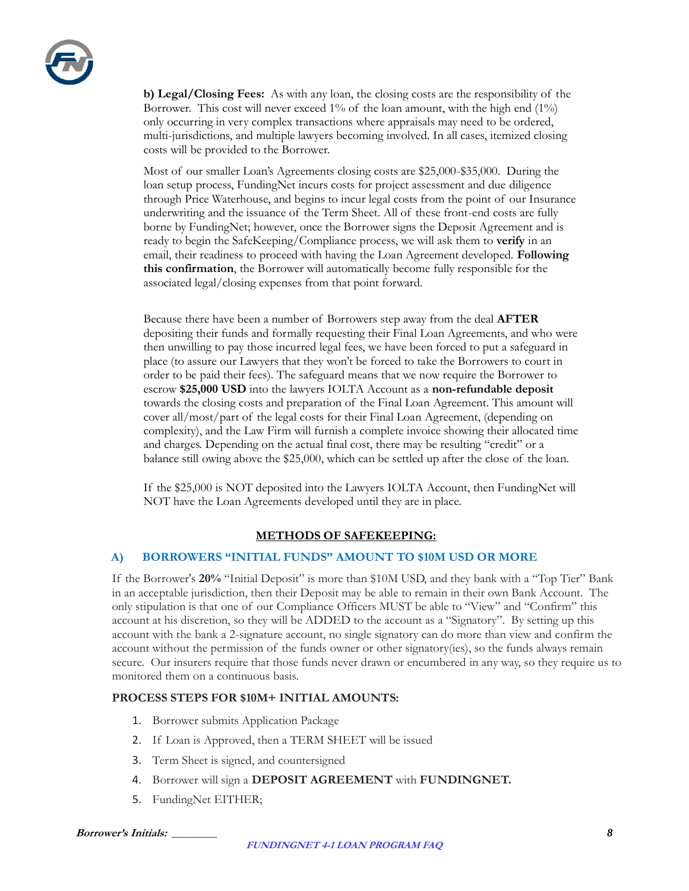**b) Legal/Closing Fees:** As with any loan, the closing costs are the responsibility of the Borrower. This cost will never exceed 1% of the loan amount, with the high end (1%) only occurring in very complex transactions where appraisals may need to be ordered, multi-jurisdictions, and multiple lawyers becoming involved. In all cases, itemized closing costs will be provided to the Borrower.

Most of our smaller Loan's Agreements closing costs are $25,000-$35,000. During the loan setup process, FundingNet incurs costs for project assessment and due diligence through Price Waterhouse, and begins to incur legal costs from the point of our Insurance underwriting and the issuance of the Term Sheet. All of these front-end costs are fully borne by FundingNet; however, once the Borrower signs the Deposit Agreement and is ready to begin the SafeKeeping/Compliance process, we will ask them to **verify** in an email, their readiness to proceed with having the Loan Agreement developed. **Following this confirmation**, the Borrower will automatically become fully responsible for the associated legal/closing expenses from that point forward.

Because there have been a number of Borrowers step away from the deal **AFTER** depositing their funds and formally requesting their Final Loan Agreements, and who were then unwilling to pay those incurred legal fees, we have been forced to put a safeguard in place (to assure our Lawyers that they won't be forced to take the Borrowers to court in order to be paid their fees). The safeguard means that we now require the Borrower to escrow **$25,000 USD** into the lawyers IOLTA Account as a **non-refundable deposit** towards the closing costs and preparation of the Final Loan Agreement. This amount will cover all/most/part of the legal costs for their Final Loan Agreement, (depending on complexity), and the Law Firm will furnish a complete invoice showing their allocated time and charges. Depending on the actual final cost, there may be resulting "credit" or a balance still owing above the $25,000, which can be settled up after the close of the loan.

If the $25,000 is NOT deposited into the Lawyers IOLTA Account, then FundingNet will NOT have the Loan Agreements developed until they are in place.

## METHODS OF SAFEKEEPING:

### A) BORROWERS "INITIAL FUNDS" AMOUNT TO $10M USD OR MORE

If the Borrower's **20%** "Initial Deposit" is more than $10M USD, and they bank with a "Top Tier" Bank in an acceptable jurisdiction, then their Deposit may be able to remain in their own Bank Account. The only stipulation is that one of our Compliance Officers MUST be able to "View" and "Confirm" this account at his discretion, so they will be ADDED to the account as a "Signatory". By setting up this account with the bank a 2-signature account, no single signatory can do more than view and confirm the account without the permission of the funds owner or other signatory(ies), so the funds always remain secure. Our insurers require that those funds never drawn or encumbered in any way, so they require us to monitored them on a continuous basis.

**PROCESS STEPS FOR $10M+ INITIAL AMOUNTS:**

1. Borrower submits Application Package
2. If Loan is Approved, then a TERM SHEET will be issued
3. Term Sheet is signed, and countersigned
4. Borrower will sign a **DEPOSIT AGREEMENT** with **FUNDINGNET.**
5. FundingNet EITHER;

**Borrower's Initials:** ________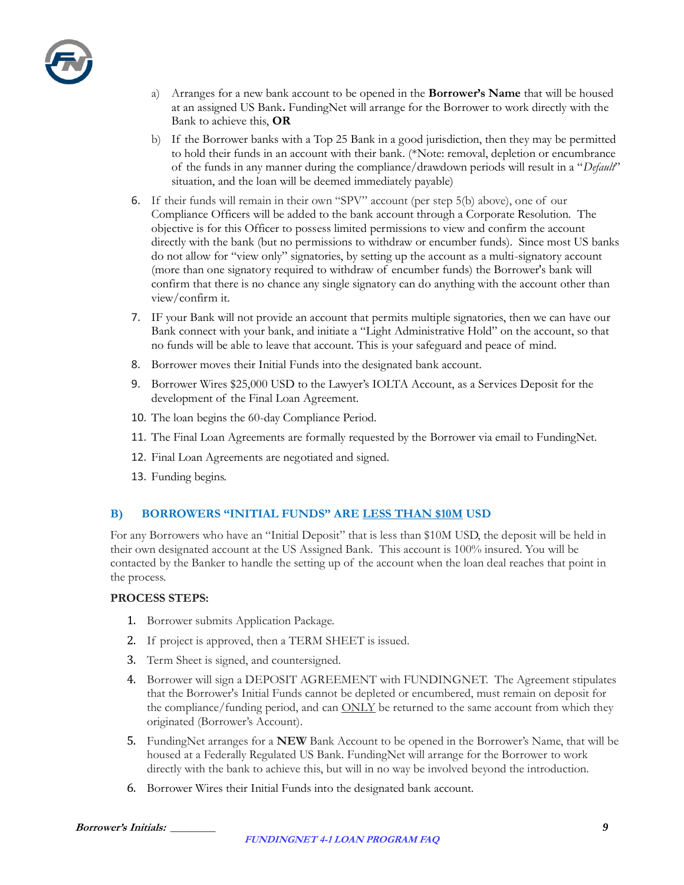a) Arranges for a new bank account to be opened in the **Borrower's Name** that will be housed at an assigned US Bank**.** FundingNet will arrange for the Borrower to work directly with the Bank to achieve this, **OR**

b) If the Borrower banks with a Top 25 Bank in a good jurisdiction, then they may be permitted to hold their funds in an account with their bank. (*Note: removal, depletion or encumbrance of the funds in any manner during the compliance/drawdown periods will result in a "*Default*" situation, and the loan will be deemed immediately payable)

6. If their funds will remain in their own "SPV" account (per step 5(b) above), one of our Compliance Officers will be added to the bank account through a Corporate Resolution. The objective is for this Officer to possess limited permissions to view and confirm the account directly with the bank (but no permissions to withdraw or encumber funds). Since most US banks do not allow for "view only" signatories, by setting up the account as a multi-signatory account (more than one signatory required to withdraw of encumber funds) the Borrower's bank will confirm that there is no chance any single signatory can do anything with the account other than view/confirm it.
7. IF your Bank will not provide an account that permits multiple signatories, then we can have our Bank connect with your bank, and initiate a "Light Administrative Hold" on the account, so that no funds will be able to leave that account. This is your safeguard and peace of mind.
8. Borrower moves their Initial Funds into the designated bank account.
9. Borrower Wires $25,000 USD to the Lawyer's IOLTA Account, as a Services Deposit for the development of the Final Loan Agreement.
10. The loan begins the 60-day Compliance Period.
11. The Final Loan Agreements are formally requested by the Borrower via email to FundingNet.
12. Final Loan Agreements are negotiated and signed.
13. Funding begins.

## B) BORROWERS "INITIAL FUNDS" ARE <u>LESS THAN $10M</u> USD

For any Borrowers who have an "Initial Deposit" that is less than $10M USD, the deposit will be held in their own designated account at the US Assigned Bank. This account is 100% insured. You will be contacted by the Banker to handle the setting up of the account when the loan deal reaches that point in the process.

**PROCESS STEPS:**

1. Borrower submits Application Package.
2. If project is approved, then a TERM SHEET is issued.
3. Term Sheet is signed, and countersigned.
4. Borrower will sign a DEPOSIT AGREEMENT with FUNDINGNET. The Agreement stipulates that the Borrower's Initial Funds cannot be depleted or encumbered, must remain on deposit for the compliance/funding period, and can <u>ONLY</u> be returned to the same account from which they originated (Borrower's Account).
5. FundingNet arranges for a **NEW** Bank Account to be opened in the Borrower's Name, that will be housed at a Federally Regulated US Bank. FundingNet will arrange for the Borrower to work directly with the bank to achieve this, but will in no way be involved beyond the introduction.
6. Borrower Wires their Initial Funds into the designated bank account.

***Borrower's Initials:*** ________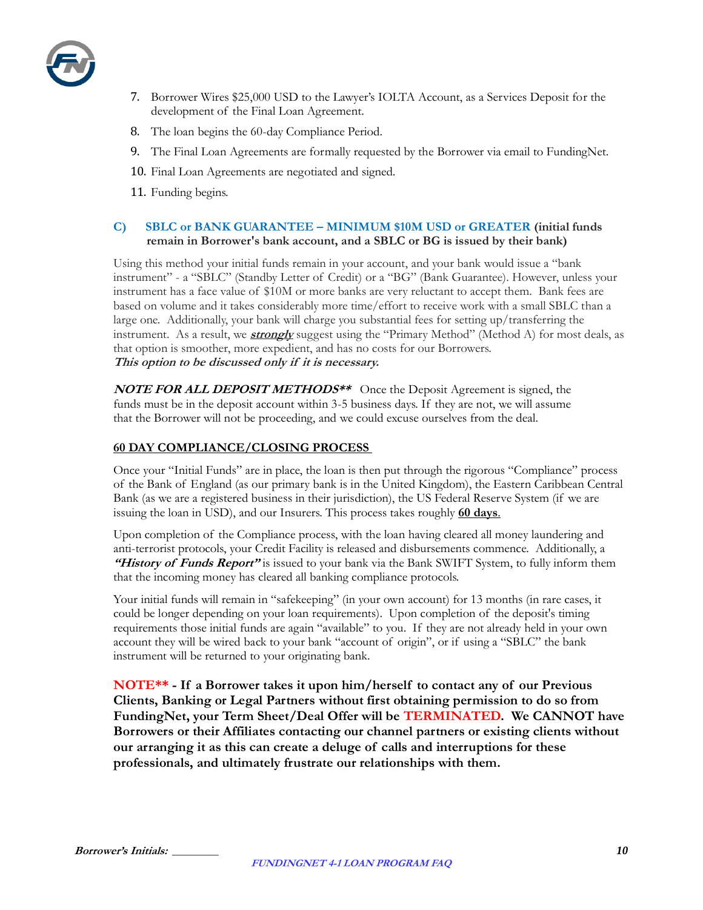7. Borrower Wires $25,000 USD to the Lawyer's IOLTA Account, as a Services Deposit for the development of the Final Loan Agreement.
8. The loan begins the 60-day Compliance Period.
9. The Final Loan Agreements are formally requested by the Borrower via email to FundingNet.
10. Final Loan Agreements are negotiated and signed.
11. Funding begins.

### C) SBLC or BANK GUARANTEE – MINIMUM $10M USD or GREATER (initial funds remain in Borrower's bank account, and a SBLC or BG is issued by their bank)

Using this method your initial funds remain in your account, and your bank would issue a "bank instrument" - a "SBLC" (Standby Letter of Credit) or a "BG" (Bank Guarantee). However, unless your instrument has a face value of $10M or more banks are very reluctant to accept them. Bank fees are based on volume and it takes considerably more time/effort to receive work with a small SBLC than a large one. Additionally, your bank will charge you substantial fees for setting up/transferring the instrument. As a result, we ***strongly*** suggest using the "Primary Method" (Method A) for most deals, as that option is smoother, more expedient, and has no costs for our Borrowers.
***This option to be discussed only if it is necessary.***

***NOTE FOR ALL DEPOSIT METHODS**** Once the Deposit Agreement is signed, the funds must be in the deposit account within 3-5 business days. If they are not, we will assume that the Borrower will not be proceeding, and we could excuse ourselves from the deal.

**60 DAY COMPLIANCE/CLOSING PROCESS**

Once your "Initial Funds" are in place, the loan is then put through the rigorous "Compliance" process of the Bank of England (as our primary bank is in the United Kingdom), the Eastern Caribbean Central Bank (as we are a registered business in their jurisdiction), the US Federal Reserve System (if we are issuing the loan in USD), and our Insurers. This process takes roughly **60 days**.

Upon completion of the Compliance process, with the loan having cleared all money laundering and anti-terrorist protocols, your Credit Facility is released and disbursements commence. Additionally, a ***"History of Funds Report"*** is issued to your bank via the Bank SWIFT System, to fully inform them that the incoming money has cleared all banking compliance protocols.

Your initial funds will remain in "safekeeping" (in your own account) for 13 months (in rare cases, it could be longer depending on your loan requirements). Upon completion of the deposit's timing requirements those initial funds are again "available" to you. If they are not already held in your own account they will be wired back to your bank "account of origin", or if using a "SBLC" the bank instrument will be returned to your originating bank.

**NOTE** - If a Borrower takes it upon him/herself to contact any of our Previous Clients, Banking or Legal Partners without first obtaining permission to do so from FundingNet, your Term Sheet/Deal Offer will be TERMINATED. We CANNOT have Borrowers or their Affiliates contacting our channel partners or existing clients without our arranging it as this can create a deluge of calls and interruptions for these professionals, and ultimately frustrate our relationships with them.**

***Borrower's Initials:*** ________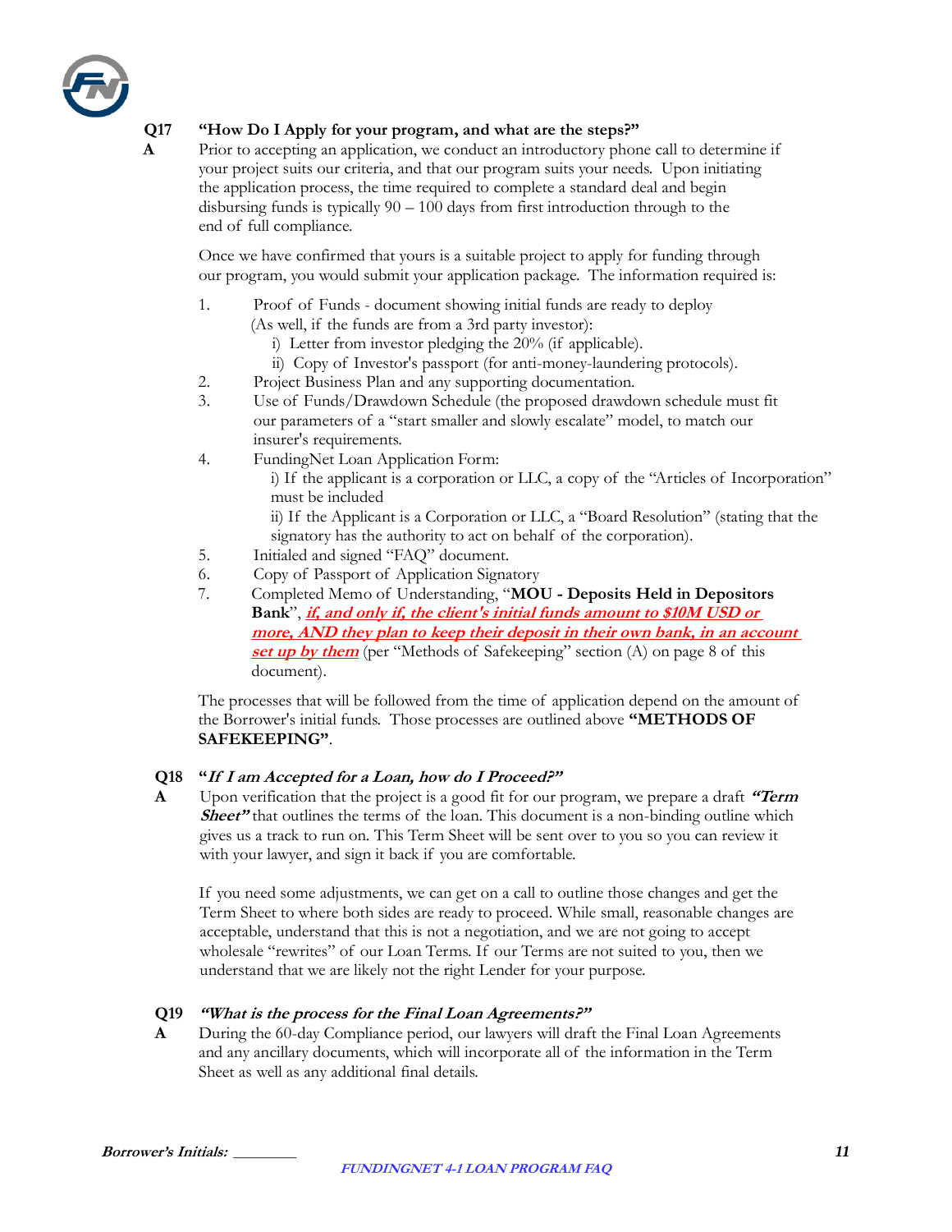**Q17 "How Do I Apply for your program, and what are the steps?"**

**A** Prior to accepting an application, we conduct an introductory phone call to determine if your project suits our criteria, and that our program suits your needs. Upon initiating the application process, the time required to complete a standard deal and begin disbursing funds is typically 90 – 100 days from first introduction through to the end of full compliance.

Once we have confirmed that yours is a suitable project to apply for funding through our program, you would submit your application package. The information required is:

1. Proof of Funds - document showing initial funds are ready to deploy (As well, if the funds are from a 3rd party investor):
   - i) Letter from investor pledging the 20% (if applicable).
   - ii) Copy of Investor's passport (for anti-money-laundering protocols).
2. Project Business Plan and any supporting documentation.
3. Use of Funds/Drawdown Schedule (the proposed drawdown schedule must fit our parameters of a "start smaller and slowly escalate" model, to match our insurer's requirements.
4. FundingNet Loan Application Form:
   - i) If the applicant is a corporation or LLC, a copy of the "Articles of Incorporation" must be included
   - ii) If the Applicant is a Corporation or LLC, a "Board Resolution" (stating that the signatory has the authority to act on behalf of the corporation).
5. Initialed and signed "FAQ" document.
6. Copy of Passport of Application Signatory
7. Completed Memo of Understanding, "**MOU - Deposits Held in Depositors Bank**", ***if, and only if, the client's initial funds amount to $10M USD or more, AND they plan to keep their deposit in their own bank, in an account set up by them*** (per "Methods of Safekeeping" section (A) on page 8 of this document).

The processes that will be followed from the time of application depend on the amount of the Borrower's initial funds. Those processes are outlined above **"METHODS OF SAFEKEEPING"**.

**Q18 *"If I am Accepted for a Loan, how do I Proceed?"***

**A** Upon verification that the project is a good fit for our program, we prepare a draft ***"Term Sheet"*** that outlines the terms of the loan. This document is a non-binding outline which gives us a track to run on. This Term Sheet will be sent over to you so you can review it with your lawyer, and sign it back if you are comfortable.

If you need some adjustments, we can get on a call to outline those changes and get the Term Sheet to where both sides are ready to proceed. While small, reasonable changes are acceptable, understand that this is not a negotiation, and we are not going to accept wholesale "rewrites" of our Loan Terms. If our Terms are not suited to you, then we understand that we are likely not the right Lender for your purpose.

**Q19 *"What is the process for the Final Loan Agreements?"***

**A** During the 60-day Compliance period, our lawyers will draft the Final Loan Agreements and any ancillary documents, which will incorporate all of the information in the Term Sheet as well as any additional final details.

***Borrower's Initials:*** ________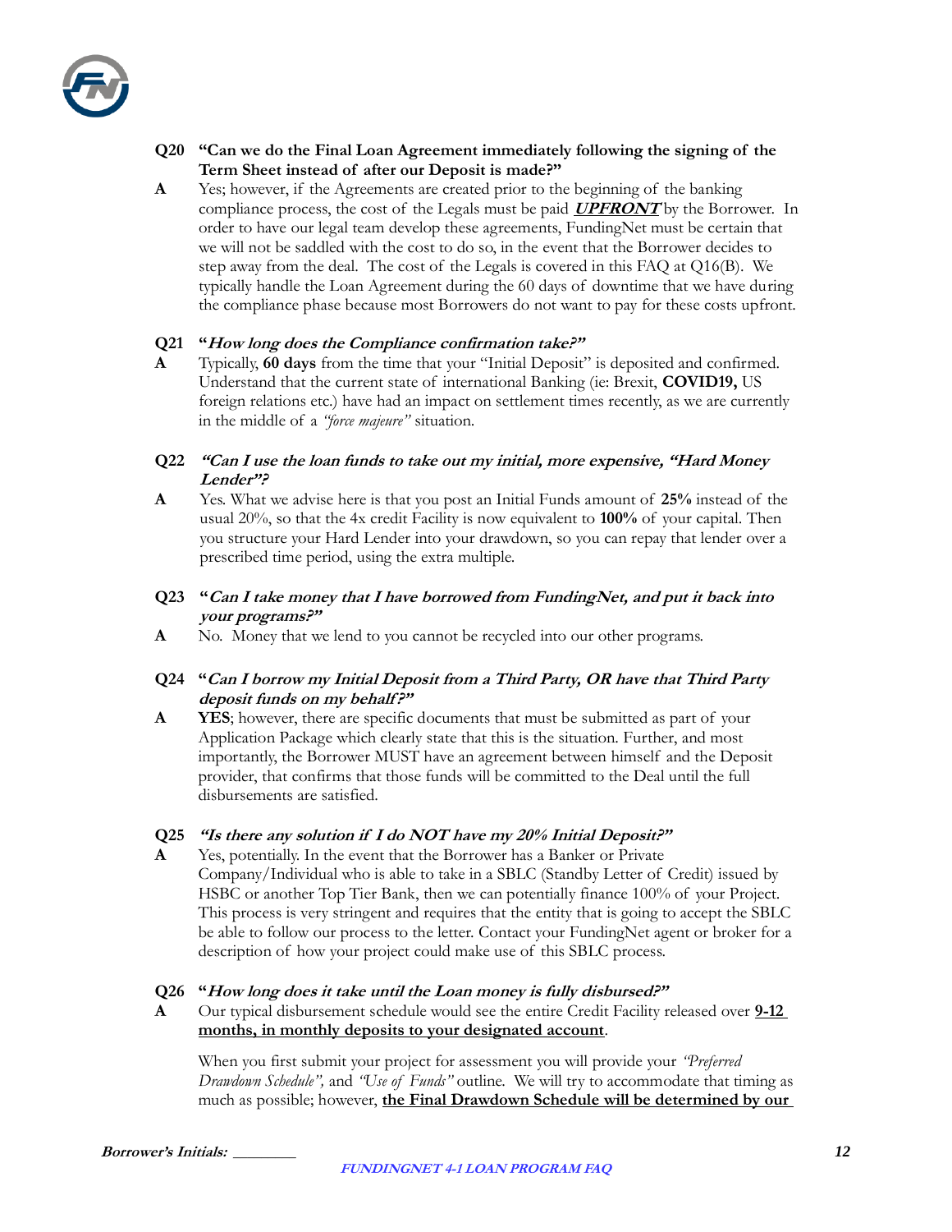**Q20 "Can we do the Final Loan Agreement immediately following the signing of the Term Sheet instead of after our Deposit is made?"**

**A** Yes; however, if the Agreements are created prior to the beginning of the banking compliance process, the cost of the Legals must be paid ***UPFRONT*** by the Borrower. In order to have our legal team develop these agreements, FundingNet must be certain that we will not be saddled with the cost to do so, in the event that the Borrower decides to step away from the deal. The cost of the Legals is covered in this FAQ at Q16(B). We typically handle the Loan Agreement during the 60 days of downtime that we have during the compliance phase because most Borrowers do not want to pay for these costs upfront.

**Q21 "*How long does the Compliance confirmation take?*"**

**A** Typically, **60 days** from the time that your "Initial Deposit" is deposited and confirmed. Understand that the current state of international Banking (ie: Brexit, **COVID19,** US foreign relations etc.) have had an impact on settlement times recently, as we are currently in the middle of a *"force majeure"* situation.

**Q22 *"Can I use the loan funds to take out my initial, more expensive, "Hard Money Lender"?***

**A** Yes. What we advise here is that you post an Initial Funds amount of **25%** instead of the usual 20%, so that the 4x credit Facility is now equivalent to **100%** of your capital. Then you structure your Hard Lender into your drawdown, so you can repay that lender over a prescribed time period, using the extra multiple.

**Q23 "*Can I take money that I have borrowed from FundingNet, and put it back into your programs?*"**

**A** No. Money that we lend to you cannot be recycled into our other programs.

**Q24 "*Can I borrow my Initial Deposit from a Third Party, OR have that Third Party deposit funds on my behalf?*"**

**A** **YES**; however, there are specific documents that must be submitted as part of your Application Package which clearly state that this is the situation. Further, and most importantly, the Borrower MUST have an agreement between himself and the Deposit provider, that confirms that those funds will be committed to the Deal until the full disbursements are satisfied.

**Q25 *"Is there any solution if I do NOT have my 20% Initial Deposit?"***

**A** Yes, potentially. In the event that the Borrower has a Banker or Private Company/Individual who is able to take in a SBLC (Standby Letter of Credit) issued by HSBC or another Top Tier Bank, then we can potentially finance 100% of your Project. This process is very stringent and requires that the entity that is going to accept the SBLC be able to follow our process to the letter. Contact your FundingNet agent or broker for a description of how your project could make use of this SBLC process.

**Q26 "*How long does it take until the Loan money is fully disbursed?*"**

**A** Our typical disbursement schedule would see the entire Credit Facility released over **<u>9-12 months, in monthly deposits to your designated account</u>**.

When you first submit your project for assessment you will provide your *"Preferred Drawdown Schedule"*, and *"Use of Funds"* outline. We will try to accommodate that timing as much as possible; however, **<u>the Final Drawdown Schedule will be determined by our</u>**

Borrower's Initials: ________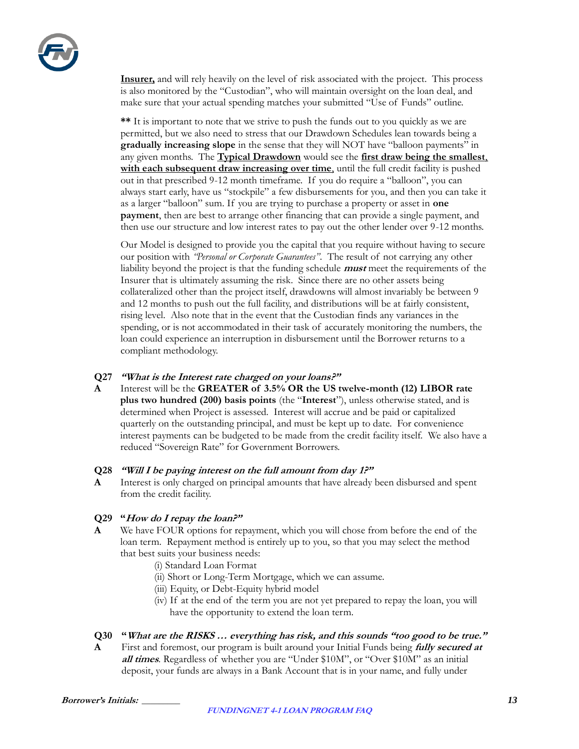**Insurer,** and will rely heavily on the level of risk associated with the project. This process is also monitored by the "Custodian", who will maintain oversight on the loan deal, and make sure that your actual spending matches your submitted "Use of Funds" outline.

**\*\*** It is important to note that we strive to push the funds out to you quickly as we are permitted, but we also need to stress that our Drawdown Schedules lean towards being a **gradually increasing slope** in the sense that they will NOT have "balloon payments" in any given months. The **Typical Drawdown** would see the **first draw being the smallest, with each subsequent draw increasing over time**, until the full credit facility is pushed out in that prescribed 9-12 month timeframe. If you do require a "balloon", you can always start early, have us "stockpile" a few disbursements for you, and then you can take it as a larger "balloon" sum. If you are trying to purchase a property or asset in **one payment**, then are best to arrange other financing that can provide a single payment, and then use our structure and low interest rates to pay out the other lender over 9-12 months.

Our Model is designed to provide you the capital that you require without having to secure our position with *"Personal or Corporate Guarantees"*. The result of not carrying any other liability beyond the project is that the funding schedule ***must*** meet the requirements of the Insurer that is ultimately assuming the risk. Since there are no other assets being collateralized other than the project itself, drawdowns will almost invariably be between 9 and 12 months to push out the full facility, and distributions will be at fairly consistent, rising level. Also note that in the event that the Custodian finds any variances in the spending, or is not accommodated in their task of accurately monitoring the numbers, the loan could experience an interruption in disbursement until the Borrower returns to a compliant methodology.

**Q27** ***"What is the Interest rate charged on your loans?"***

**A** Interest will be the **GREATER of 3.5% OR the US twelve-month (12) LIBOR rate plus two hundred (200) basis points** (the "**Interest**"), unless otherwise stated, and is determined when Project is assessed. Interest will accrue and be paid or capitalized quarterly on the outstanding principal, and must be kept up to date. For convenience interest payments can be budgeted to be made from the credit facility itself. We also have a reduced "Sovereign Rate" for Government Borrowers.

**Q28** ***"Will I be paying interest on the full amount from day 1?"***

**A** Interest is only charged on principal amounts that have already been disbursed and spent from the credit facility.

**Q29** ***"How do I repay the loan?"***

**A** We have FOUR options for repayment, which you will chose from before the end of the loan term. Repayment method is entirely up to you, so that you may select the method that best suits your business needs:

(i) Standard Loan Format
(ii) Short or Long-Term Mortgage, which we can assume.
(iii) Equity, or Debt-Equity hybrid model
(iv) If at the end of the term you are not yet prepared to repay the loan, you will have the opportunity to extend the loan term.

**Q30** ***"What are the RISKS … everything has risk, and this sounds "too good to be true."***

**A** First and foremost, our program is built around your Initial Funds being ***fully secured at all times***. Regardless of whether you are "Under $10M", or "Over $10M" as an initial deposit, your funds are always in a Bank Account that is in your name, and fully under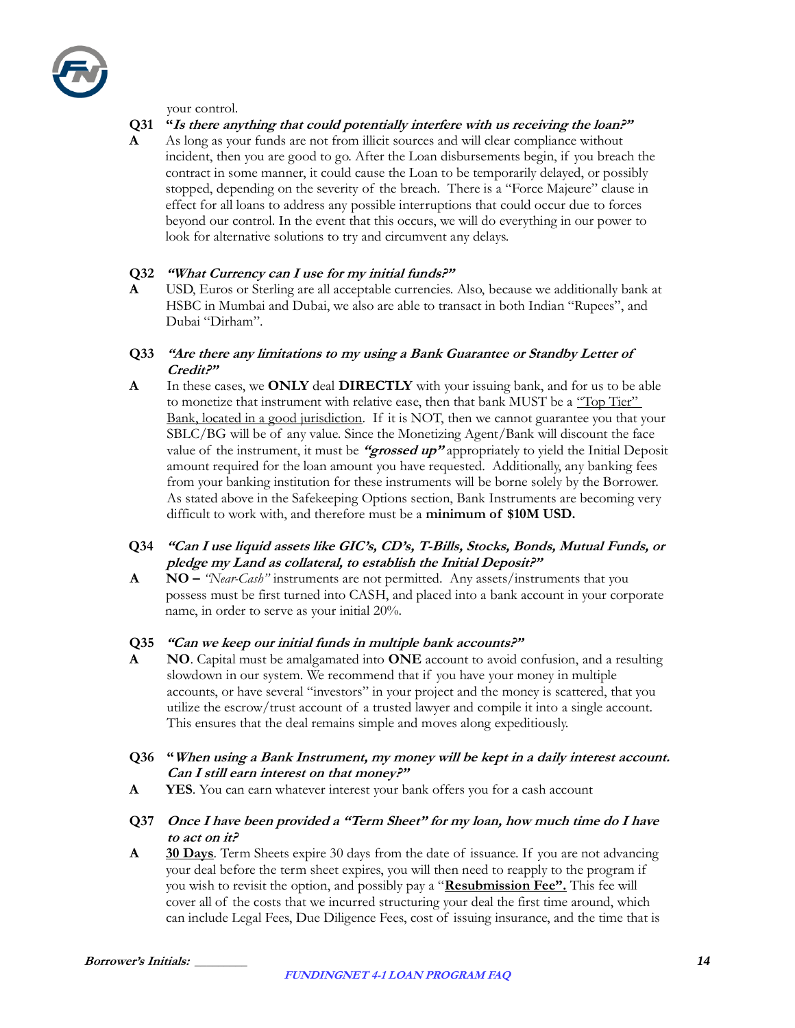your control.

**Q31** **"*Is there anything that could potentially interfere with us receiving the loan?"***

**A** As long as your funds are not from illicit sources and will clear compliance without incident, then you are good to go. After the Loan disbursements begin, if you breach the contract in some manner, it could cause the Loan to be temporarily delayed, or possibly stopped, depending on the severity of the breach. There is a "Force Majeure" clause in effect for all loans to address any possible interruptions that could occur due to forces beyond our control. In the event that this occurs, we will do everything in our power to look for alternative solutions to try and circumvent any delays.

**Q32** ***"What Currency can I use for my initial funds?"***

**A** USD, Euros or Sterling are all acceptable currencies. Also, because we additionally bank at HSBC in Mumbai and Dubai, we also are able to transact in both Indian "Rupees", and Dubai "Dirham".

**Q33** ***"Are there any limitations to my using a Bank Guarantee or Standby Letter of Credit?"***

**A** In these cases, we **ONLY** deal **DIRECTLY** with your issuing bank, and for us to be able to monetize that instrument with relative ease, then that bank MUST be a <u>"Top Tier" Bank, located in a good jurisdiction</u>. If it is NOT, then we cannot guarantee you that your SBLC/BG will be of any value. Since the Monetizing Agent/Bank will discount the face value of the instrument, it must be ***"grossed up"*** appropriately to yield the Initial Deposit amount required for the loan amount you have requested. Additionally, any banking fees from your banking institution for these instruments will be borne solely by the Borrower. As stated above in the Safekeeping Options section, Bank Instruments are becoming very difficult to work with, and therefore must be a **minimum of $10M USD.**

**Q34** ***"Can I use liquid assets like GIC's, CD's, T-Bills, Stocks, Bonds, Mutual Funds, or pledge my Land as collateral, to establish the Initial Deposit?"***

**A** **NO –** *"Near-Cash"* instruments are not permitted. Any assets/instruments that you possess must be first turned into CASH, and placed into a bank account in your corporate name, in order to serve as your initial 20%.

**Q35** ***"Can we keep our initial funds in multiple bank accounts?"***

**A** **NO**. Capital must be amalgamated into **ONE** account to avoid confusion, and a resulting slowdown in our system. We recommend that if you have your money in multiple accounts, or have several "investors" in your project and the money is scattered, that you utilize the escrow/trust account of a trusted lawyer and compile it into a single account. This ensures that the deal remains simple and moves along expeditiously.

**Q36** **"*When using a Bank Instrument, my money will be kept in a daily interest account. Can I still earn interest on that money?"***

**A** **YES**. You can earn whatever interest your bank offers you for a cash account

**Q37** ***Once I have been provided a "Term Sheet" for my loan, how much time do I have to act on it?***

**A** **<u>30 Days</u>**. Term Sheets expire 30 days from the date of issuance. If you are not advancing your deal before the term sheet expires, you will then need to reapply to the program if you wish to revisit the option, and possibly pay a "**<u>Resubmission Fee".</u>** This fee will cover all of the costs that we incurred structuring your deal the first time around, which can include Legal Fees, Due Diligence Fees, cost of issuing insurance, and the time that is

***Borrower's Initials:*** ________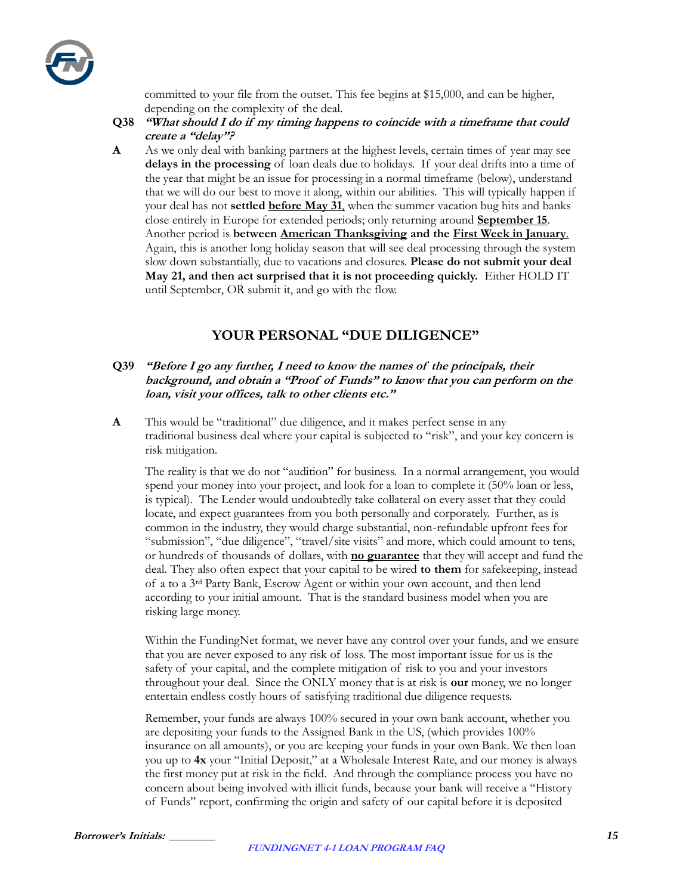committed to your file from the outset. This fee begins at $15,000, and can be higher, depending on the complexity of the deal.

**Q38** ***"What should I do if my timing happens to coincide with a timeframe that could create a "delay"?***

**A** As we only deal with banking partners at the highest levels, certain times of year may see **delays in the processing** of loan deals due to holidays. If your deal drifts into a time of the year that might be an issue for processing in a normal timeframe (below), understand that we will do our best to move it along, within our abilities. This will typically happen if your deal has not **settled** **before May 31**, when the summer vacation bug hits and banks close entirely in Europe for extended periods; only returning around **September 15**. Another period is **between American Thanksgiving and the First Week in January**. Again, this is another long holiday season that will see deal processing through the system slow down substantially, due to vacations and closures. **Please do not submit your deal May 21, and then act surprised that it is not proceeding quickly.** Either HOLD IT until September, OR submit it, and go with the flow.

## YOUR PERSONAL "DUE DILIGENCE"

**Q39** ***"Before I go any further, I need to know the names of the principals, their background, and obtain a "Proof of Funds" to know that you can perform on the loan, visit your offices, talk to other clients etc."***

**A** This would be "traditional" due diligence, and it makes perfect sense in any traditional business deal where your capital is subjected to "risk", and your key concern is risk mitigation.

The reality is that we do not "audition" for business. In a normal arrangement, you would spend your money into your project, and look for a loan to complete it (50% loan or less, is typical). The Lender would undoubtedly take collateral on every asset that they could locate, and expect guarantees from you both personally and corporately. Further, as is common in the industry, they would charge substantial, non-refundable upfront fees for "submission", "due diligence", "travel/site visits" and more, which could amount to tens, or hundreds of thousands of dollars, with **no guarantee** that they will accept and fund the deal. They also often expect that your capital to be wired **to them** for safekeeping, instead of a to a 3rd Party Bank, Escrow Agent or within your own account, and then lend according to your initial amount. That is the standard business model when you are risking large money.

Within the FundingNet format, we never have any control over your funds, and we ensure that you are never exposed to any risk of loss. The most important issue for us is the safety of your capital, and the complete mitigation of risk to you and your investors throughout your deal. Since the ONLY money that is at risk is **our** money, we no longer entertain endless costly hours of satisfying traditional due diligence requests.

Remember, your funds are always 100% secured in your own bank account, whether you are depositing your funds to the Assigned Bank in the US, (which provides 100% insurance on all amounts), or you are keeping your funds in your own Bank. We then loan you up to **4x** your "Initial Deposit," at a Wholesale Interest Rate, and our money is always the first money put at risk in the field. And through the compliance process you have no concern about being involved with illicit funds, because your bank will receive a "History of Funds" report, confirming the origin and safety of our capital before it is deposited

***Borrower's Initials: ________***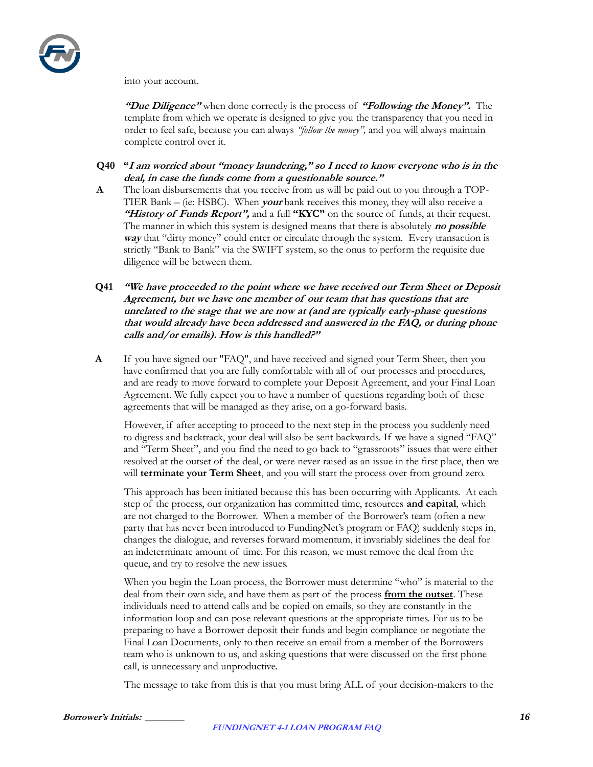into your account.

***"Due Diligence"*** when done correctly is the process of ***"Following the Money".*** The template from which we operate is designed to give you the transparency that you need in order to feel safe, because you can always *"follow the money",* and you will always maintain complete control over it.

**Q40** **"*I am worried about "money laundering," so I need to know everyone who is in the deal, in case the funds come from a questionable source."***

**A** The loan disbursements that you receive from us will be paid out to you through a TOP-TIER Bank – (ie: HSBC). When ***your*** bank receives this money, they will also receive a ***"History of Funds Report",*** and a full **"KYC"** on the source of funds, at their request. The manner in which this system is designed means that there is absolutely ***no possible way*** that "dirty money" could enter or circulate through the system. Every transaction is strictly "Bank to Bank" via the SWIFT system, so the onus to perform the requisite due diligence will be between them.

**Q41** ***"We have proceeded to the point where we have received our Term Sheet or Deposit Agreement, but we have one member of our team that has questions that are unrelated to the stage that we are now at (and are typically early-phase questions that would already have been addressed and answered in the FAQ, or during phone calls and/or emails). How is this handled?"***

**A** If you have signed our "FAQ", and have received and signed your Term Sheet, then you have confirmed that you are fully comfortable with all of our processes and procedures, and are ready to move forward to complete your Deposit Agreement, and your Final Loan Agreement. We fully expect you to have a number of questions regarding both of these agreements that will be managed as they arise, on a go-forward basis.

However, if after accepting to proceed to the next step in the process you suddenly need to digress and backtrack, your deal will also be sent backwards. If we have a signed "FAQ" and "Term Sheet", and you find the need to go back to "grassroots" issues that were either resolved at the outset of the deal, or were never raised as an issue in the first place, then we will **terminate your Term Sheet**, and you will start the process over from ground zero.

This approach has been initiated because this has been occurring with Applicants. At each step of the process, our organization has committed time, resources **and capital**, which are not charged to the Borrower. When a member of the Borrower's team (often a new party that has never been introduced to FundingNet's program or FAQ) suddenly steps in, changes the dialogue, and reverses forward momentum, it invariably sidelines the deal for an indeterminate amount of time. For this reason, we must remove the deal from the queue, and try to resolve the new issues.

When you begin the Loan process, the Borrower must determine "who" is material to the deal from their own side, and have them as part of the process **<u>from the outset</u>**. These individuals need to attend calls and be copied on emails, so they are constantly in the information loop and can pose relevant questions at the appropriate times. For us to be preparing to have a Borrower deposit their funds and begin compliance or negotiate the Final Loan Documents, only to then receive an email from a member of the Borrowers team who is unknown to us, and asking questions that were discussed on the first phone call, is unnecessary and unproductive.

The message to take from this is that you must bring ALL of your decision-makers to the

***Borrower's Initials: ________***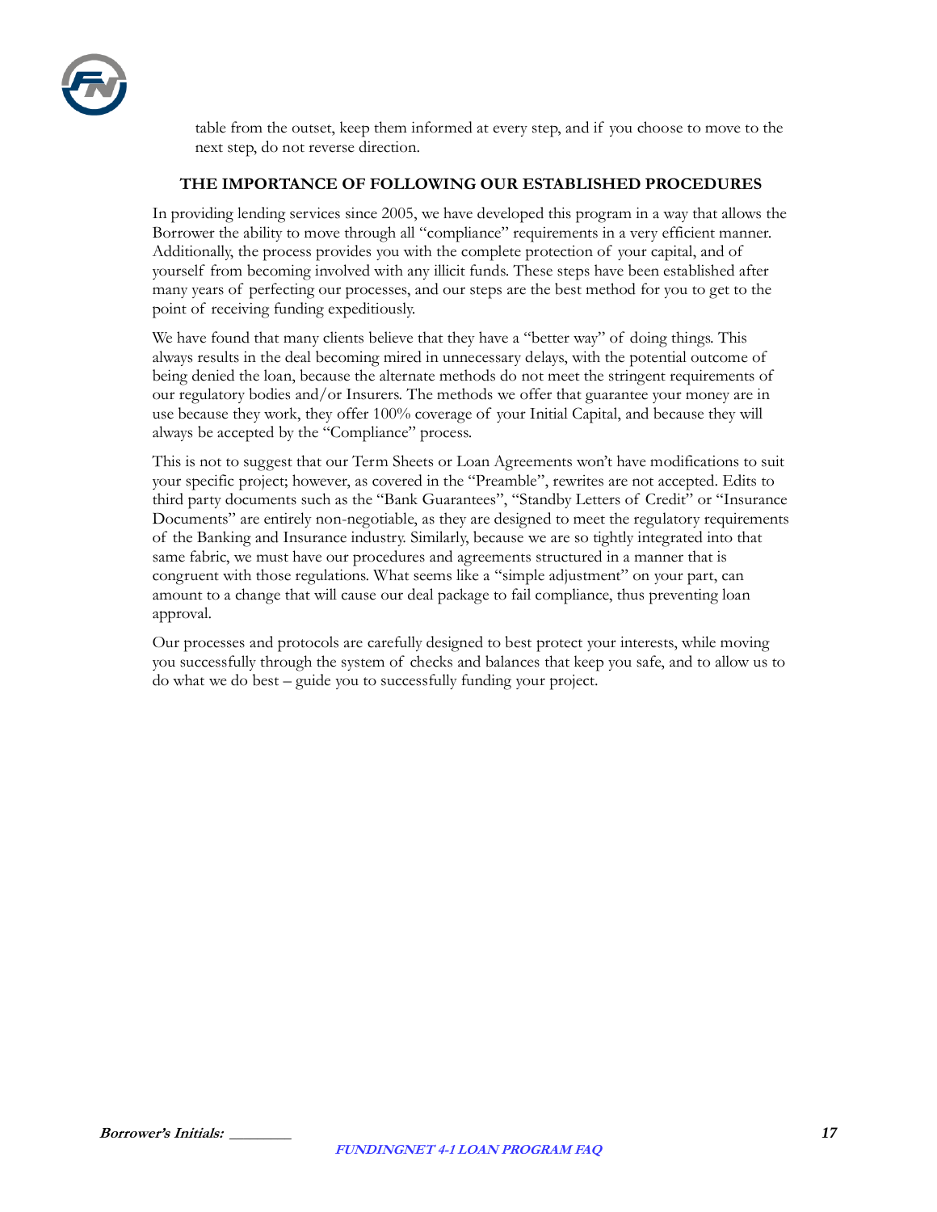table from the outset, keep them informed at every step, and if you choose to move to the next step, do not reverse direction.

**THE IMPORTANCE OF FOLLOWING OUR ESTABLISHED PROCEDURES**

In providing lending services since 2005, we have developed this program in a way that allows the Borrower the ability to move through all "compliance" requirements in a very efficient manner. Additionally, the process provides you with the complete protection of your capital, and of yourself from becoming involved with any illicit funds. These steps have been established after many years of perfecting our processes, and our steps are the best method for you to get to the point of receiving funding expeditiously.

We have found that many clients believe that they have a "better way" of doing things. This always results in the deal becoming mired in unnecessary delays, with the potential outcome of being denied the loan, because the alternate methods do not meet the stringent requirements of our regulatory bodies and/or Insurers. The methods we offer that guarantee your money are in use because they work, they offer 100% coverage of your Initial Capital, and because they will always be accepted by the "Compliance" process.

This is not to suggest that our Term Sheets or Loan Agreements won't have modifications to suit your specific project; however, as covered in the "Preamble", rewrites are not accepted. Edits to third party documents such as the "Bank Guarantees", "Standby Letters of Credit" or "Insurance Documents" are entirely non-negotiable, as they are designed to meet the regulatory requirements of the Banking and Insurance industry. Similarly, because we are so tightly integrated into that same fabric, we must have our procedures and agreements structured in a manner that is congruent with those regulations. What seems like a "simple adjustment" on your part, can amount to a change that will cause our deal package to fail compliance, thus preventing loan approval.

Our processes and protocols are carefully designed to best protect your interests, while moving you successfully through the system of checks and balances that keep you safe, and to allow us to do what we do best – guide you to successfully funding your project.

***Borrower's Initials: \_\_\_\_\_\_\_\_***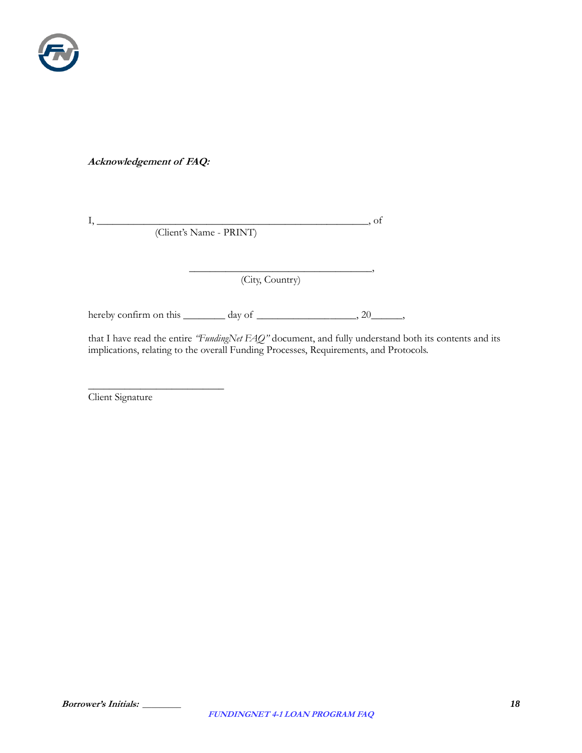***Acknowledgement of FAQ:***

I, ________________________________________________________, of
(Client's Name - PRINT)

____________________________________,
(City, Country)

hereby confirm on this ________ day of ___________________, 20______,

that I have read the entire *"FundingNet FAQ"* document, and fully understand both its contents and its implications, relating to the overall Funding Processes, Requirements, and Protocols.

___________________________
Client Signature

***Borrower's Initials:*** ________